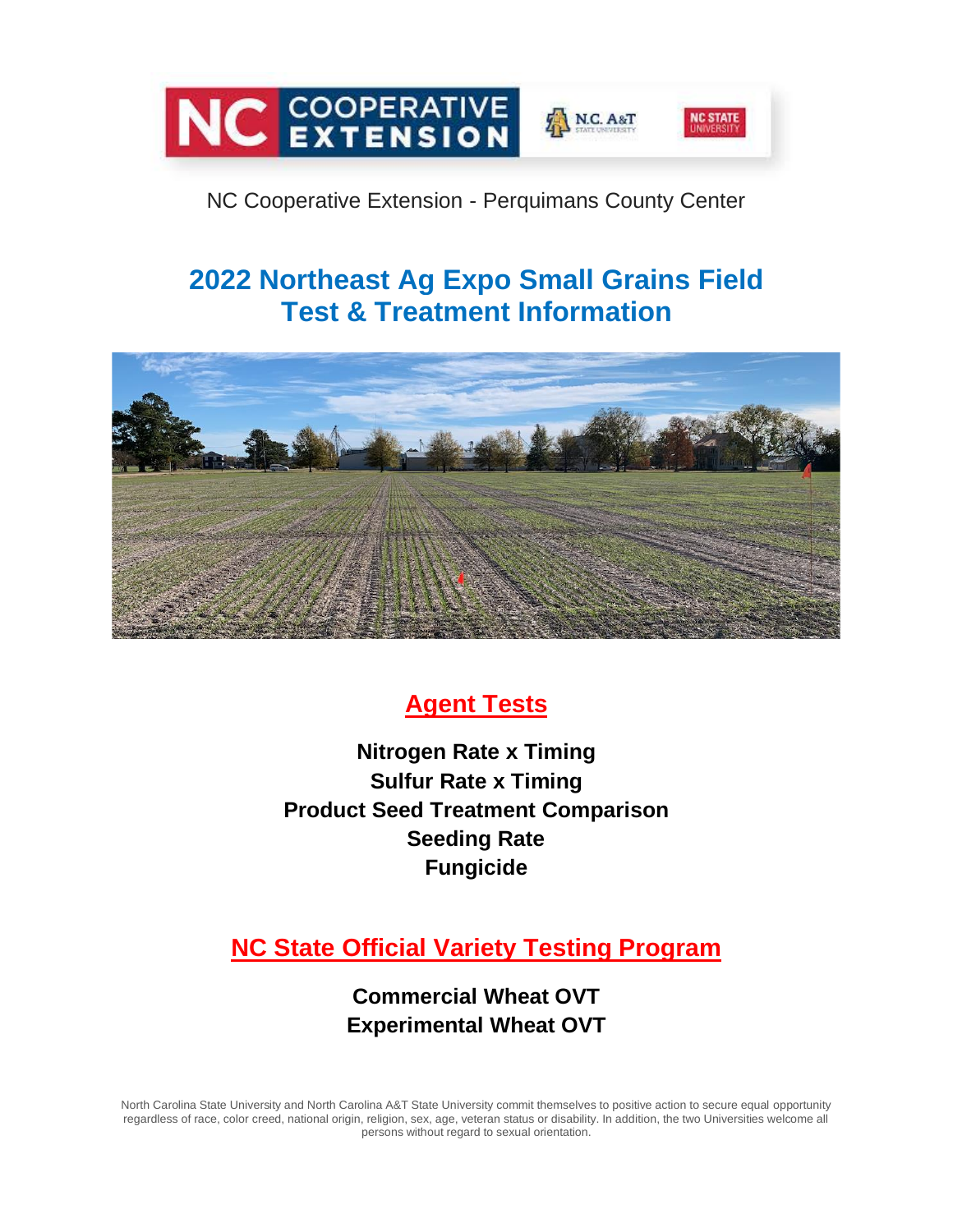NC Cooperative Extension - Perquimans County Center

# 2022 Northeast Ag Expo Small Grains Field Test & Treatment Information

## Agent Tests

**Nitrogen Rate x Timing**
**Sulfur Rate x Timing**
**Product Seed Treatment Comparison**
**Seeding Rate**
**Fungicide**

## NC State Official Variety Testing Program

**Commercial Wheat OVT**
**Experimental Wheat OVT**

North Carolina State University and North Carolina A&T State University commit themselves to positive action to secure equal opportunity regardless of race, color creed, national origin, religion, sex, age, veteran status or disability. In addition, the two Universities welcome all persons without regard to sexual orientation.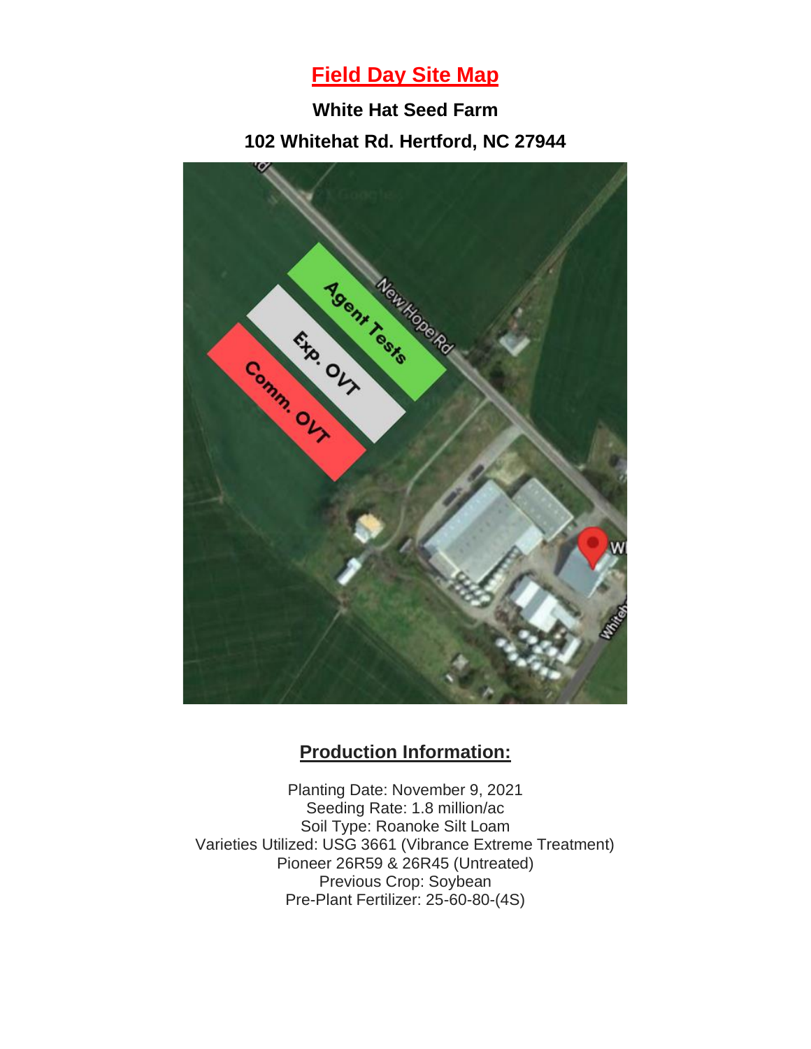# Field Day Site Map

**White Hat Seed Farm**

**102 Whitehat Rd. Hertford, NC 27944**

## Production Information:

Planting Date: November 9, 2021
Seeding Rate: 1.8 million/ac
Soil Type: Roanoke Silt Loam
Varieties Utilized: USG 3661 (Vibrance Extreme Treatment)
Pioneer 26R59 & 26R45 (Untreated)
Previous Crop: Soybean
Pre-Plant Fertilizer: 25-60-80-(4S)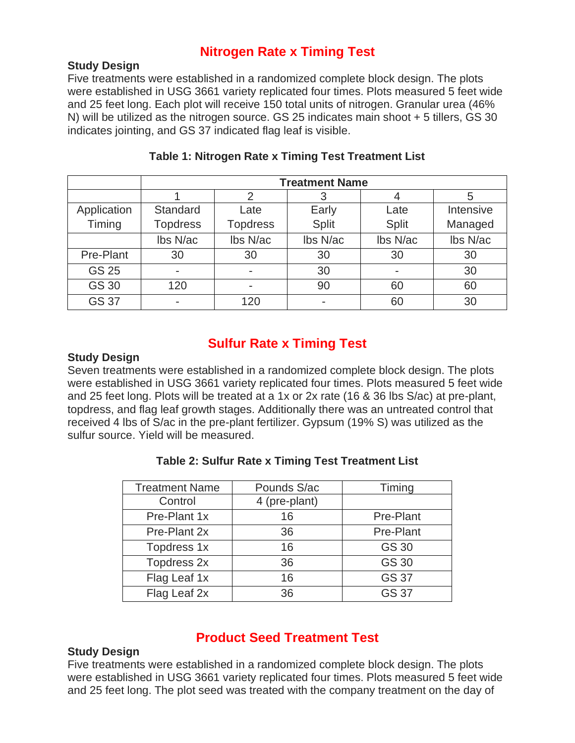## Nitrogen Rate x Timing Test

**Study Design**

Five treatments were established in a randomized complete block design. The plots were established in USG 3661 variety replicated four times. Plots measured 5 feet wide and 25 feet long. Each plot will receive 150 total units of nitrogen. Granular urea (46% N) will be utilized as the nitrogen source. GS 25 indicates main shoot + 5 tillers, GS 30 indicates jointing, and GS 37 indicated flag leaf is visible.

**Table 1: Nitrogen Rate x Timing Test Treatment List**

| | Treatment Name | | | | |
|---|---|---|---|---|---|
| | 1 | 2 | 3 | 4 | 5 |
| Application Timing | Standard Topdress | Late Topdress | Early Split | Late Split | Intensive Managed |
| | lbs N/ac | lbs N/ac | lbs N/ac | lbs N/ac | lbs N/ac |
| Pre-Plant | 30 | 30 | 30 | 30 | 30 |
| GS 25 | - | - | 30 | - | 30 |
| GS 30 | 120 | - | 90 | 60 | 60 |
| GS 37 | - | 120 | - | 60 | 30 |

## Sulfur Rate x Timing Test

**Study Design**

Seven treatments were established in a randomized complete block design. The plots were established in USG 3661 variety replicated four times. Plots measured 5 feet wide and 25 feet long. Plots will be treated at a 1x or 2x rate (16 & 36 lbs S/ac) at pre-plant, topdress, and flag leaf growth stages. Additionally there was an untreated control that received 4 lbs of S/ac in the pre-plant fertilizer. Gypsum (19% S) was utilized as the sulfur source. Yield will be measured.

**Table 2: Sulfur Rate x Timing Test Treatment List**

| Treatment Name | Pounds S/ac | Timing |
|---|---|---|
| Control | 4 (pre-plant) | |
| Pre-Plant 1x | 16 | Pre-Plant |
| Pre-Plant 2x | 36 | Pre-Plant |
| Topdress 1x | 16 | GS 30 |
| Topdress 2x | 36 | GS 30 |
| Flag Leaf 1x | 16 | GS 37 |
| Flag Leaf 2x | 36 | GS 37 |

## Product Seed Treatment Test

**Study Design**

Five treatments were established in a randomized complete block design. The plots were established in USG 3661 variety replicated four times. Plots measured 5 feet wide and 25 feet long. The plot seed was treated with the company treatment on the day of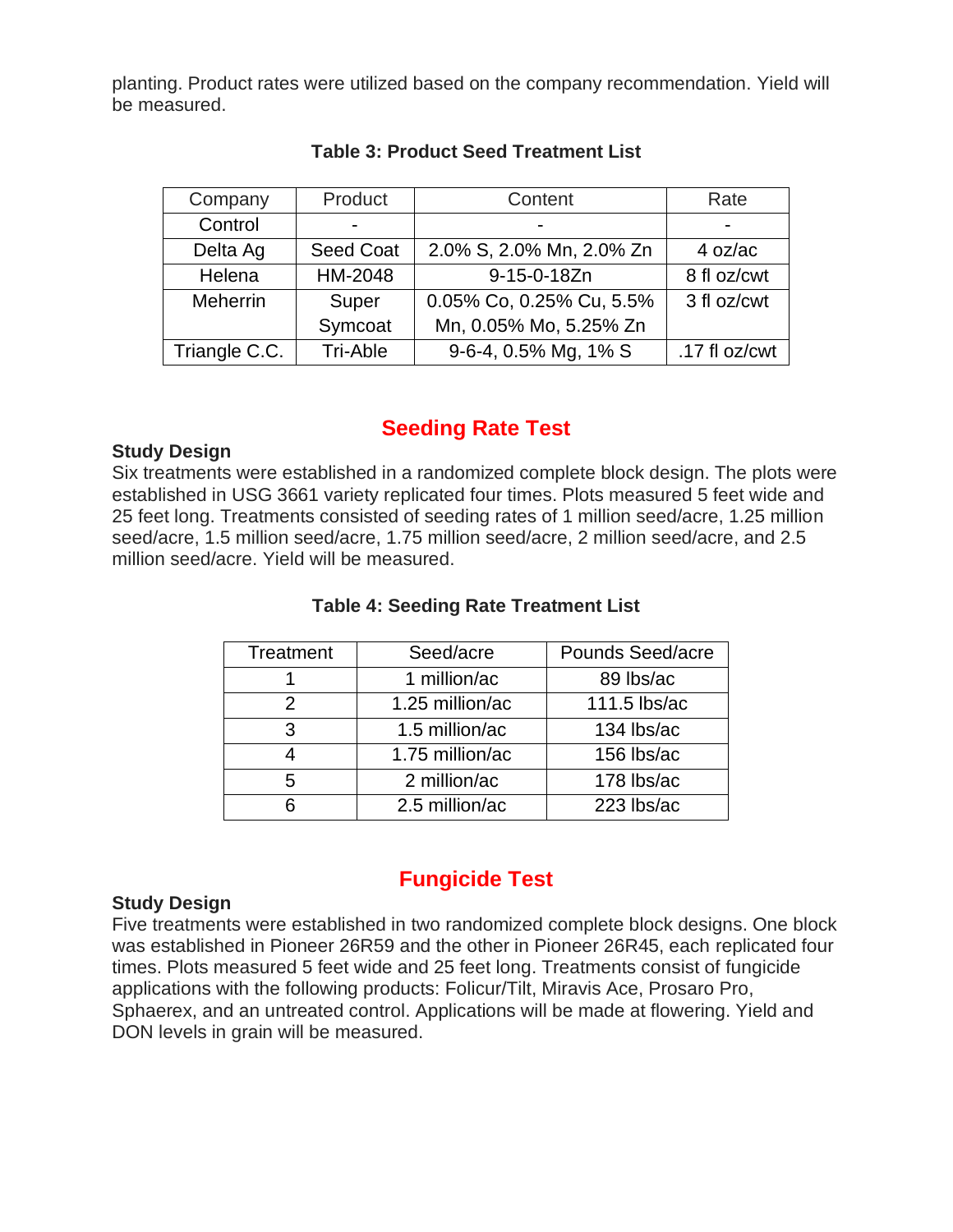planting. Product rates were utilized based on the company recommendation. Yield will be measured.

**Table 3: Product Seed Treatment List**

| Company | Product | Content | Rate |
|---|---|---|---|
| Control | - | - | - |
| Delta Ag | Seed Coat | 2.0% S, 2.0% Mn, 2.0% Zn | 4 oz/ac |
| Helena | HM-2048 | 9-15-0-18Zn | 8 fl oz/cwt |
| Meherrin | Super Symcoat | 0.05% Co, 0.25% Cu, 5.5% Mn, 0.05% Mo, 5.25% Zn | 3 fl oz/cwt |
| Triangle C.C. | Tri-Able | 9-6-4, 0.5% Mg, 1% S | .17 fl oz/cwt |

## Seeding Rate Test

**Study Design**

Six treatments were established in a randomized complete block design. The plots were established in USG 3661 variety replicated four times. Plots measured 5 feet wide and 25 feet long. Treatments consisted of seeding rates of 1 million seed/acre, 1.25 million seed/acre, 1.5 million seed/acre, 1.75 million seed/acre, 2 million seed/acre, and 2.5 million seed/acre. Yield will be measured.

**Table 4: Seeding Rate Treatment List**

| Treatment | Seed/acre | Pounds Seed/acre |
|---|---|---|
| 1 | 1 million/ac | 89 lbs/ac |
| 2 | 1.25 million/ac | 111.5 lbs/ac |
| 3 | 1.5 million/ac | 134 lbs/ac |
| 4 | 1.75 million/ac | 156 lbs/ac |
| 5 | 2 million/ac | 178 lbs/ac |
| 6 | 2.5 million/ac | 223 lbs/ac |

## Fungicide Test

**Study Design**

Five treatments were established in two randomized complete block designs. One block was established in Pioneer 26R59 and the other in Pioneer 26R45, each replicated four times. Plots measured 5 feet wide and 25 feet long. Treatments consist of fungicide applications with the following products: Folicur/Tilt, Miravis Ace, Prosaro Pro, Sphaerex, and an untreated control. Applications will be made at flowering. Yield and DON levels in grain will be measured.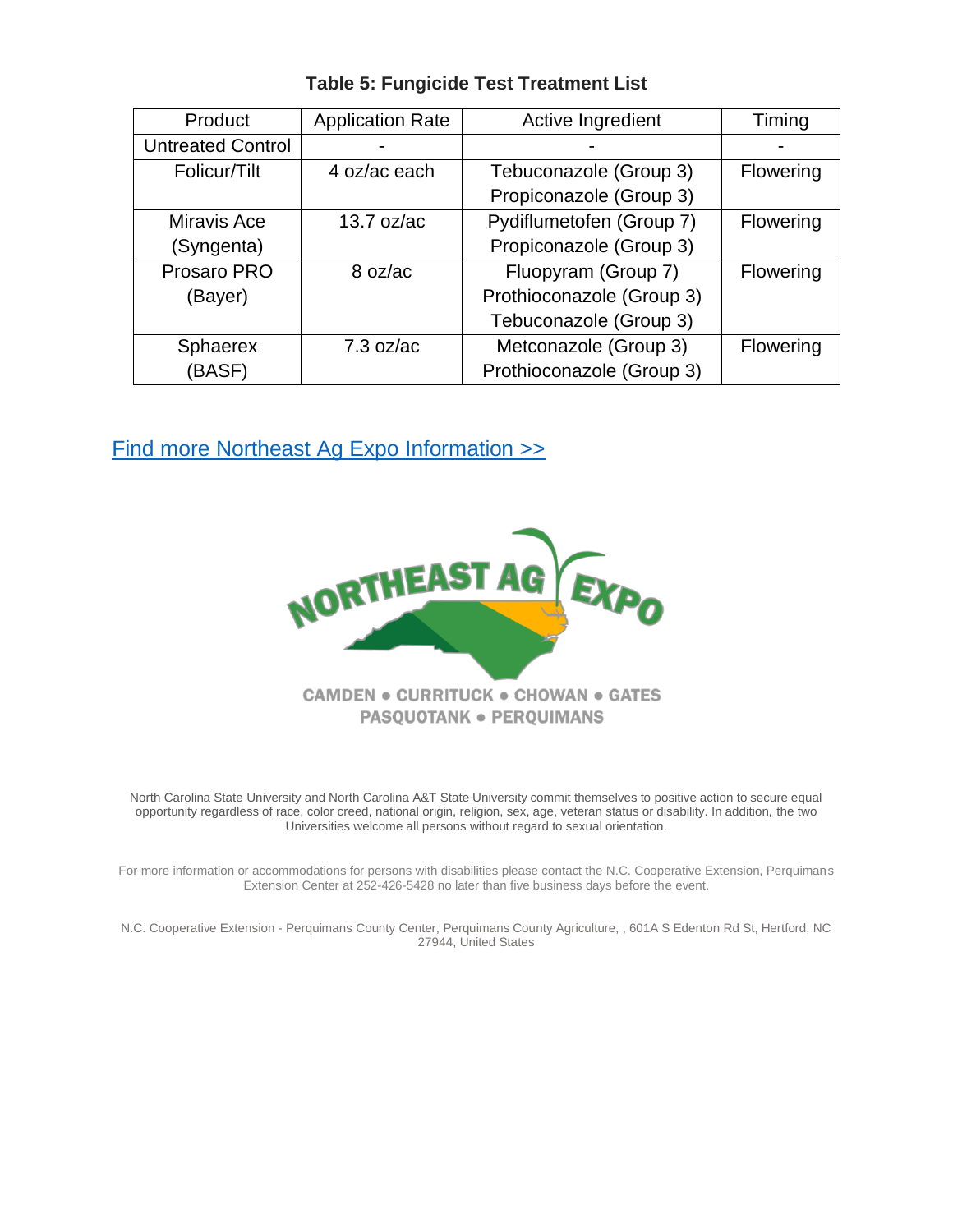**Table 5: Fungicide Test Treatment List**

| Product | Application Rate | Active Ingredient | Timing |
|---|---|---|---|
| Untreated Control | - | - | - |
| Folicur/Tilt | 4 oz/ac each | Tebuconazole (Group 3) Propiconazole (Group 3) | Flowering |
| Miravis Ace (Syngenta) | 13.7 oz/ac | Pydiflumetofen (Group 7) Propiconazole (Group 3) | Flowering |
| Prosaro PRO (Bayer) | 8 oz/ac | Fluopyram (Group 7) Prothioconazole (Group 3) Tebuconazole (Group 3) | Flowering |
| Sphaerex (BASF) | 7.3 oz/ac | Metconazole (Group 3) Prothioconazole (Group 3) | Flowering |

Find more Northeast Ag Expo Information >>

NORTHEAST AG EXPO

CAMDEN • CURRITUCK • CHOWAN • GATES
PASQUOTANK • PERQUIMANS

North Carolina State University and North Carolina A&T State University commit themselves to positive action to secure equal opportunity regardless of race, color creed, national origin, religion, sex, age, veteran status or disability. In addition, the two Universities welcome all persons without regard to sexual orientation.

For more information or accommodations for persons with disabilities please contact the N.C. Cooperative Extension, Perquimans Extension Center at 252-426-5428 no later than five business days before the event.

N.C. Cooperative Extension - Perquimans County Center, Perquimans County Agriculture, , 601A S Edenton Rd St, Hertford, NC 27944, United States